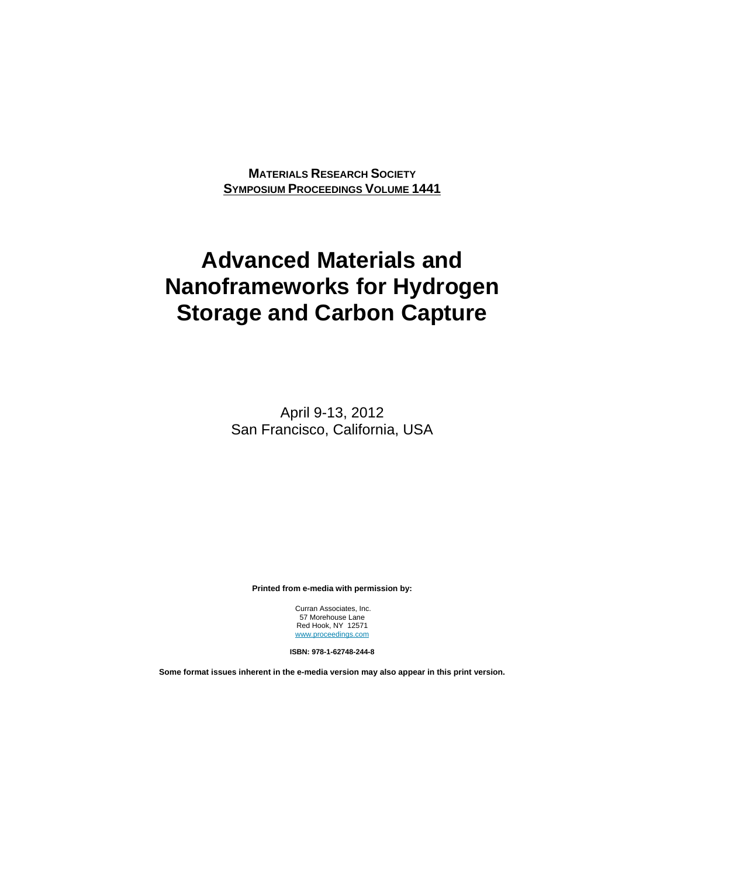**MATERIALS RESEARCH SOCIETY**
**SYMPOSIUM PROCEEDINGS VOLUME 1441**

# Advanced Materials and Nanoframeworks for Hydrogen Storage and Carbon Capture

April 9-13, 2012
San Francisco, California, USA

**Printed from e-media with permission by:**

Curran Associates, Inc.
57 Morehouse Lane
Red Hook, NY 12571
www.proceedings.com

**ISBN: 978-1-62748-244-8**

**Some format issues inherent in the e-media version may also appear in this print version.**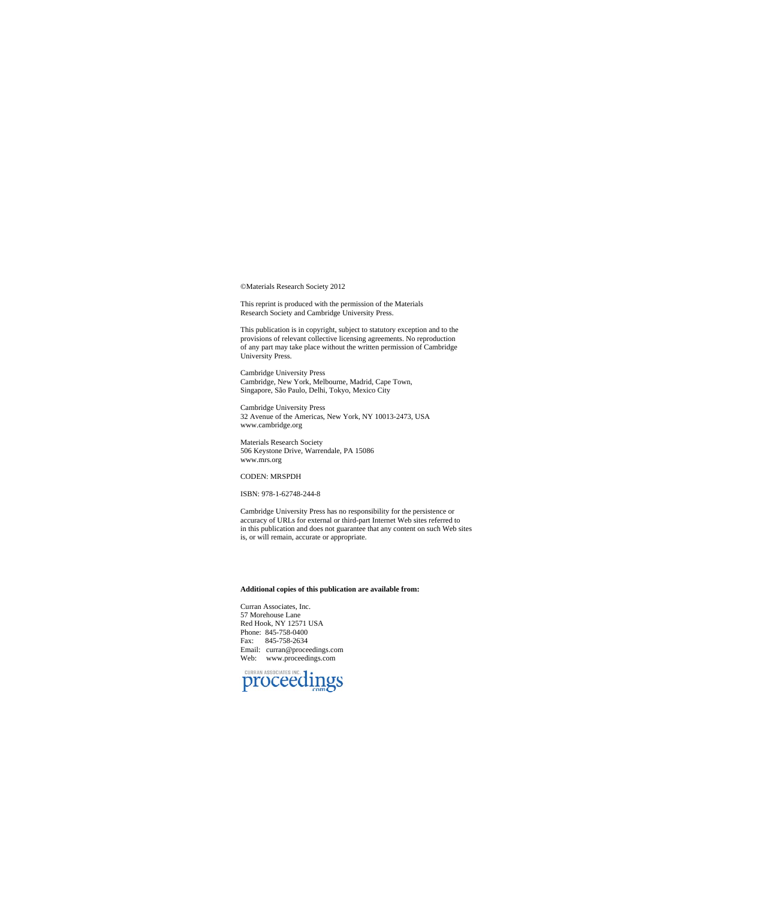©Materials Research Society 2012

This reprint is produced with the permission of the Materials Research Society and Cambridge University Press.

This publication is in copyright, subject to statutory exception and to the provisions of relevant collective licensing agreements. No reproduction of any part may take place without the written permission of Cambridge University Press.

Cambridge University Press
Cambridge, New York, Melbourne, Madrid, Cape Town,
Singapore, São Paulo, Delhi, Tokyo, Mexico City

Cambridge University Press
32 Avenue of the Americas, New York, NY 10013-2473, USA
www.cambridge.org

Materials Research Society
506 Keystone Drive, Warrendale, PA 15086
www.mrs.org

CODEN: MRSPDH

ISBN: 978-1-62748-244-8

Cambridge University Press has no responsibility for the persistence or accuracy of URLs for external or third-part Internet Web sites referred to in this publication and does not guarantee that any content on such Web sites is, or will remain, accurate or appropriate.

**Additional copies of this publication are available from:**

Curran Associates, Inc.
57 Morehouse Lane
Red Hook, NY 12571 USA
Phone: 845-758-0400
Fax: 845-758-2634
Email: curran@proceedings.com
Web: www.proceedings.com

CURRAN ASSOCIATES INC. proceedings.com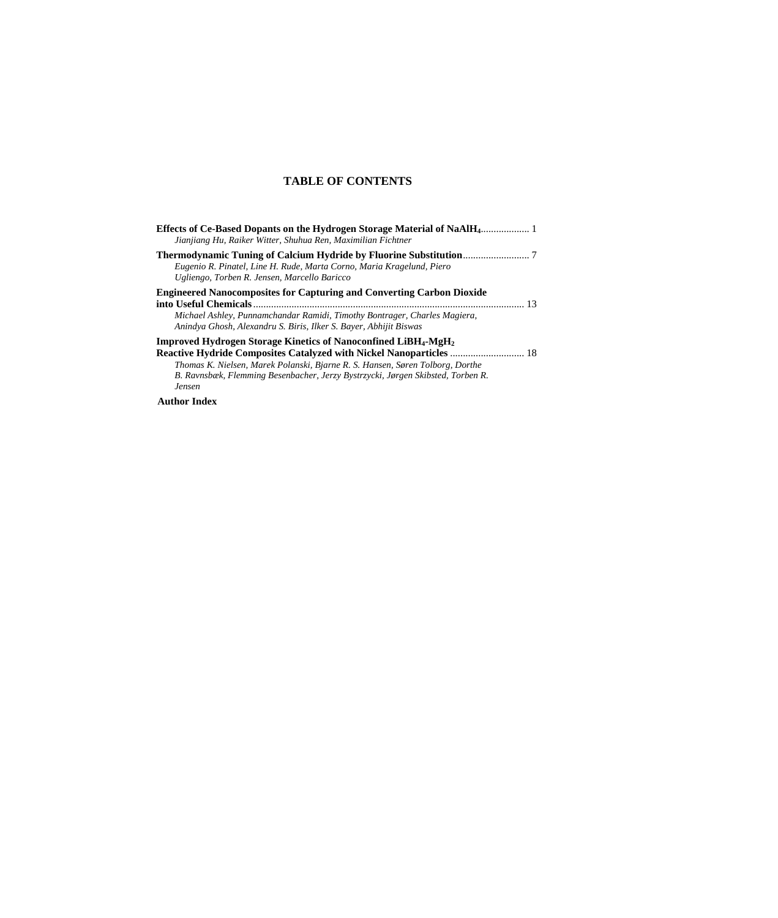# TABLE OF CONTENTS

**Effects of Ce-Based Dopants on the Hydrogen Storage Material of $NaAlH_4$** .................. 1
*Jianjiang Hu, Raiker Witter, Shuhua Ren, Maximilian Fichtner*

**Thermodynamic Tuning of Calcium Hydride by Fluorine Substitution** .......................... 7
*Eugenio R. Pinatel, Line H. Rude, Marta Corno, Maria Kragelund, Piero Ugliengo, Torben R. Jensen, Marcello Baricco*

**Engineered Nanocomposites for Capturing and Converting Carbon Dioxide into Useful Chemicals** ........................................................................................................ 13
*Michael Ashley, Punnamchandar Ramidi, Timothy Bontrager, Charles Magiera, Anindya Ghosh, Alexandru S. Biris, Ilker S. Bayer, Abhijit Biswas*

**Improved Hydrogen Storage Kinetics of Nanoconfined $LiBH_4$-$MgH_2$ Reactive Hydride Composites Catalyzed with Nickel Nanoparticles** ............................ 18
*Thomas K. Nielsen, Marek Polanski, Bjarne R. S. Hansen, Søren Tolborg, Dorthe B. Ravnsbæk, Flemming Besenbacher, Jerzy Bystrzycki, Jørgen Skibsted, Torben R. Jensen*

**Author Index**